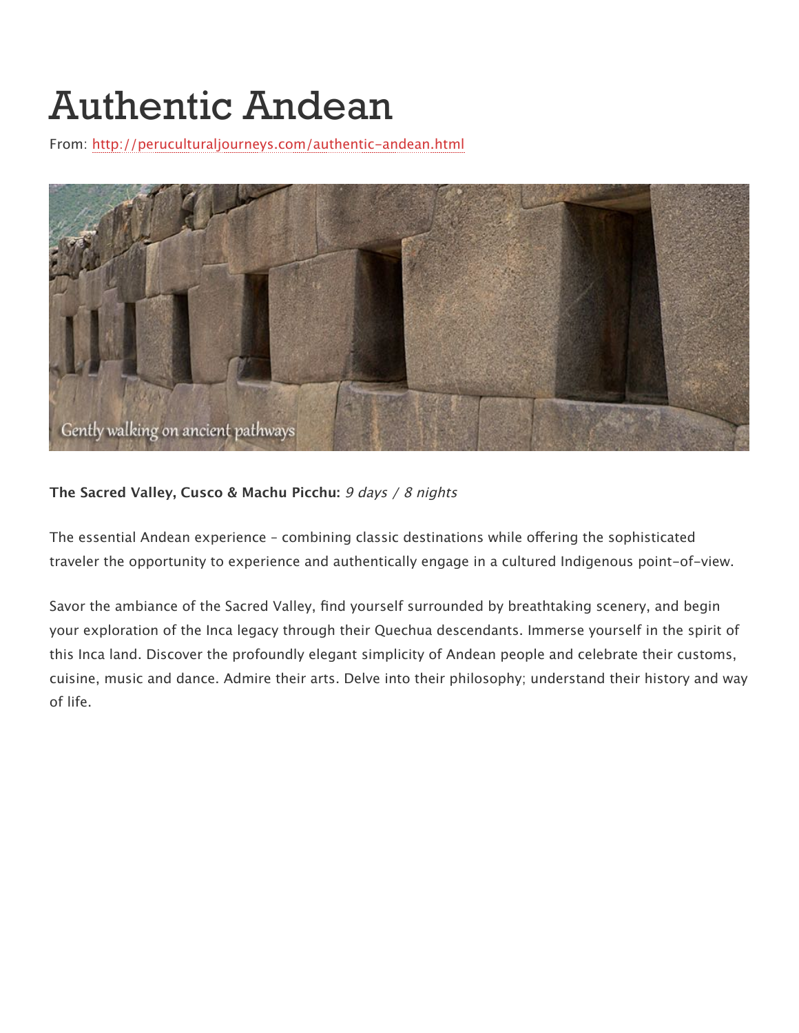# Authentic Andean

From: http://peruculturaljourneys.com/authentic-andean.html

Gently walking on ancient pathways

**The Sacred Valley, Cusco & Machu Picchu:** *9 days / 8 nights*

The essential Andean experience – combining classic destinations while offering the sophisticated traveler the opportunity to experience and authentically engage in a cultured Indigenous point-of-view.

Savor the ambiance of the Sacred Valley, find yourself surrounded by breathtaking scenery, and begin your exploration of the Inca legacy through their Quechua descendants. Immerse yourself in the spirit of this Inca land. Discover the profoundly elegant simplicity of Andean people and celebrate their customs, cuisine, music and dance. Admire their arts. Delve into their philosophy; understand their history and way of life.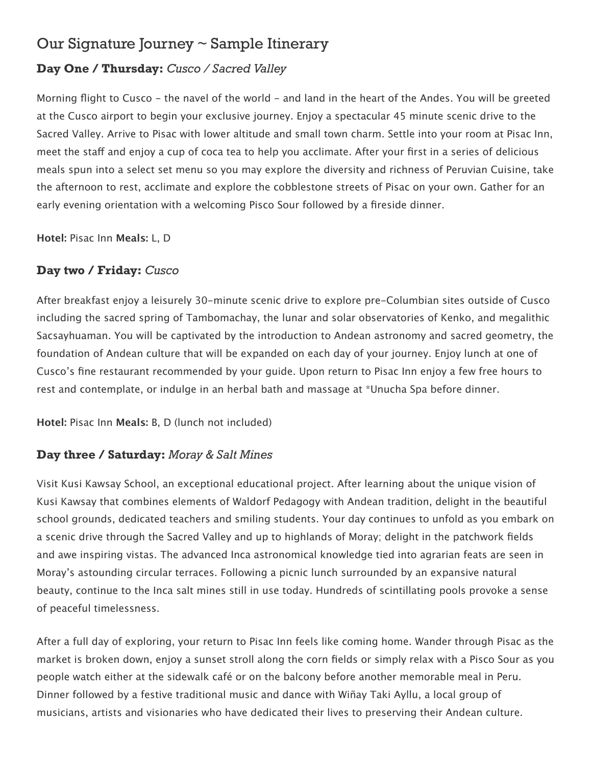## Our Signature Journey ~ Sample Itinerary

### **Day One / Thursday:** *Cusco / Sacred Valley*

Morning flight to Cusco - the navel of the world - and land in the heart of the Andes. You will be greeted at the Cusco airport to begin your exclusive journey. Enjoy a spectacular 45 minute scenic drive to the Sacred Valley. Arrive to Pisac with lower altitude and small town charm. Settle into your room at Pisac Inn, meet the staff and enjoy a cup of coca tea to help you acclimate. After your first in a series of delicious meals spun into a select set menu so you may explore the diversity and richness of Peruvian Cuisine, take the afternoon to rest, acclimate and explore the cobblestone streets of Pisac on your own. Gather for an early evening orientation with a welcoming Pisco Sour followed by a fireside dinner.

**Hotel:** Pisac Inn **Meals:** L, D

### **Day two / Friday:** *Cusco*

After breakfast enjoy a leisurely 30-minute scenic drive to explore pre-Columbian sites outside of Cusco including the sacred spring of Tambomachay, the lunar and solar observatories of Kenko, and megalithic Sacsayhuaman. You will be captivated by the introduction to Andean astronomy and sacred geometry, the foundation of Andean culture that will be expanded on each day of your journey. Enjoy lunch at one of Cusco's fine restaurant recommended by your guide. Upon return to Pisac Inn enjoy a few free hours to rest and contemplate, or indulge in an herbal bath and massage at *Unucha Spa before dinner.

**Hotel:** Pisac Inn **Meals:** B, D (lunch not included)

### **Day three / Saturday:** *Moray & Salt Mines*

Visit Kusi Kawsay School, an exceptional educational project. After learning about the unique vision of Kusi Kawsay that combines elements of Waldorf Pedagogy with Andean tradition, delight in the beautiful school grounds, dedicated teachers and smiling students. Your day continues to unfold as you embark on a scenic drive through the Sacred Valley and up to highlands of Moray; delight in the patchwork fields and awe inspiring vistas. The advanced Inca astronomical knowledge tied into agrarian feats are seen in Moray's astounding circular terraces. Following a picnic lunch surrounded by an expansive natural beauty, continue to the Inca salt mines still in use today. Hundreds of scintillating pools provoke a sense of peaceful timelessness.

After a full day of exploring, your return to Pisac Inn feels like coming home. Wander through Pisac as the market is broken down, enjoy a sunset stroll along the corn fields or simply relax with a Pisco Sour as you people watch either at the sidewalk café or on the balcony before another memorable meal in Peru. Dinner followed by a festive traditional music and dance with Wiñay Taki Ayllu, a local group of musicians, artists and visionaries who have dedicated their lives to preserving their Andean culture.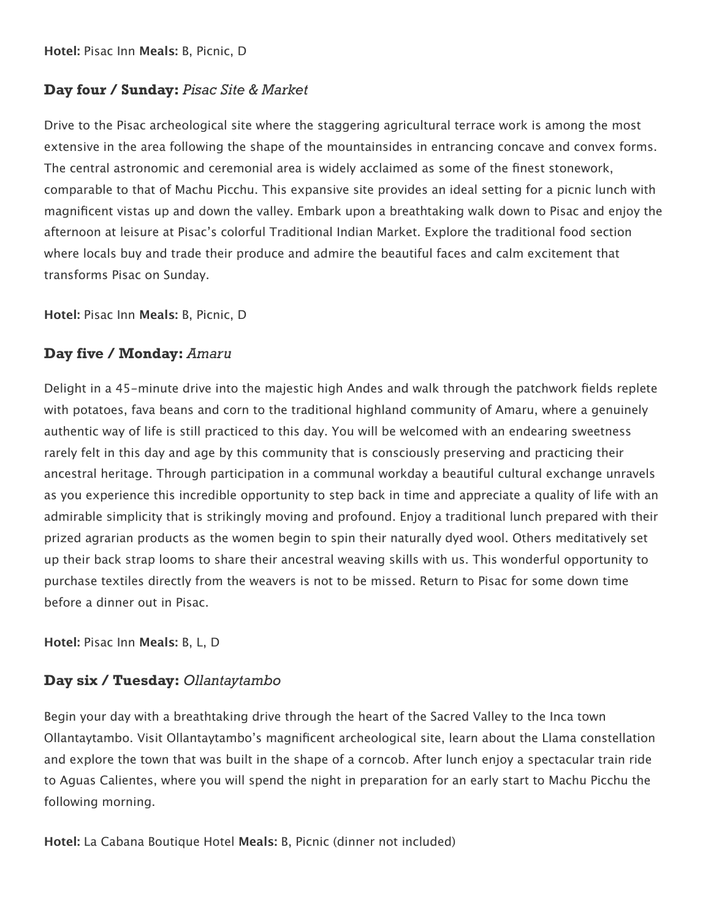**Hotel:** Pisac Inn **Meals:** B, Picnic, D

### **Day four / Sunday:** *Pisac Site & Market*

Drive to the Pisac archeological site where the staggering agricultural terrace work is among the most extensive in the area following the shape of the mountainsides in entrancing concave and convex forms. The central astronomic and ceremonial area is widely acclaimed as some of the finest stonework, comparable to that of Machu Picchu. This expansive site provides an ideal setting for a picnic lunch with magnificent vistas up and down the valley. Embark upon a breathtaking walk down to Pisac and enjoy the afternoon at leisure at Pisac's colorful Traditional Indian Market. Explore the traditional food section where locals buy and trade their produce and admire the beautiful faces and calm excitement that transforms Pisac on Sunday.

**Hotel:** Pisac Inn **Meals:** B, Picnic, D

### **Day five / Monday:** *Amaru*

Delight in a 45-minute drive into the majestic high Andes and walk through the patchwork fields replete with potatoes, fava beans and corn to the traditional highland community of Amaru, where a genuinely authentic way of life is still practiced to this day. You will be welcomed with an endearing sweetness rarely felt in this day and age by this community that is consciously preserving and practicing their ancestral heritage. Through participation in a communal workday a beautiful cultural exchange unravels as you experience this incredible opportunity to step back in time and appreciate a quality of life with an admirable simplicity that is strikingly moving and profound. Enjoy a traditional lunch prepared with their prized agrarian products as the women begin to spin their naturally dyed wool. Others meditatively set up their back strap looms to share their ancestral weaving skills with us. This wonderful opportunity to purchase textiles directly from the weavers is not to be missed. Return to Pisac for some down time before a dinner out in Pisac.

**Hotel:** Pisac Inn **Meals:** B, L, D

### **Day six / Tuesday:** *Ollantaytambo*

Begin your day with a breathtaking drive through the heart of the Sacred Valley to the Inca town Ollantaytambo. Visit Ollantaytambo's magnificent archeological site, learn about the Llama constellation and explore the town that was built in the shape of a corncob. After lunch enjoy a spectacular train ride to Aguas Calientes, where you will spend the night in preparation for an early start to Machu Picchu the following morning.

**Hotel:** La Cabana Boutique Hotel **Meals:** B, Picnic (dinner not included)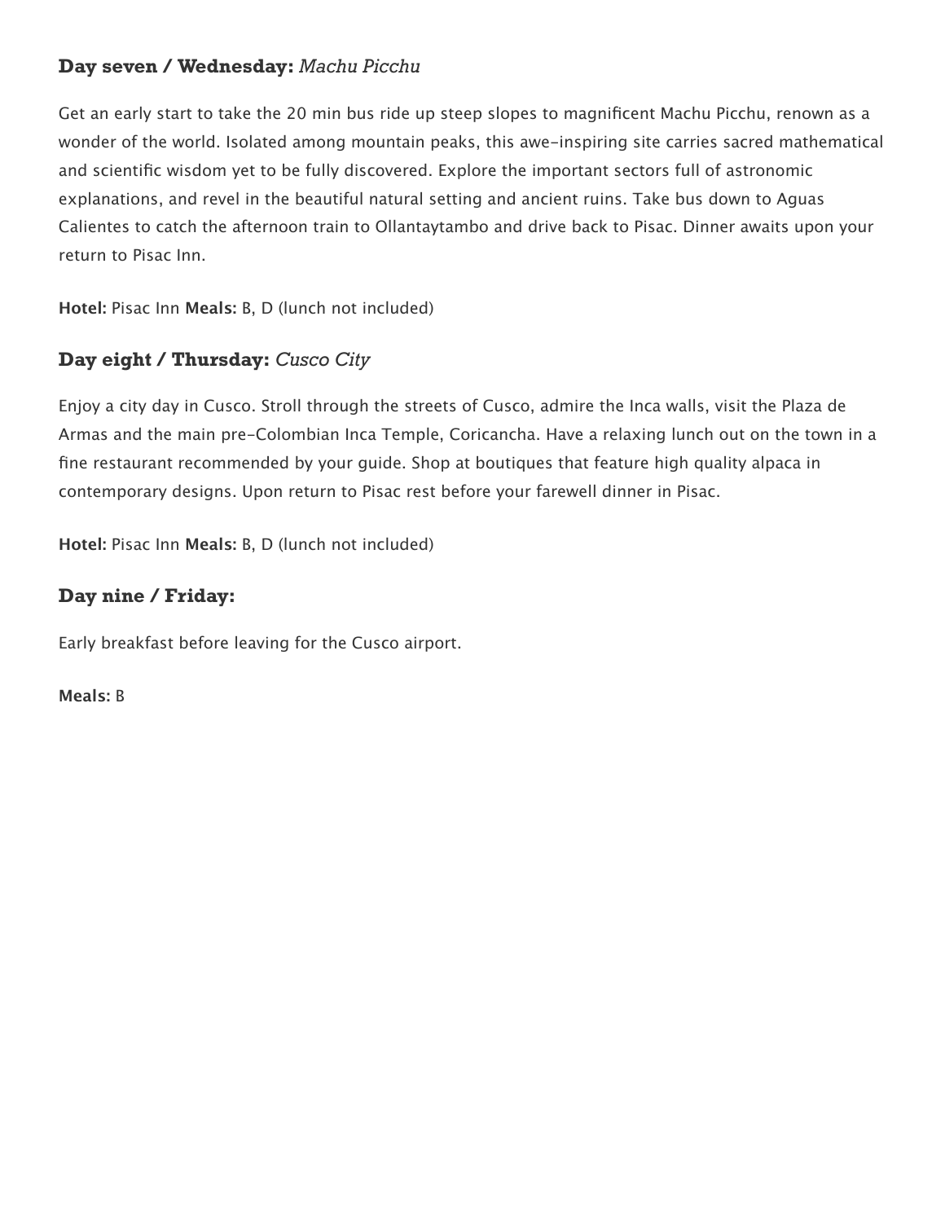## **Day seven / Wednesday:** *Machu Picchu*

Get an early start to take the 20 min bus ride up steep slopes to magnificent Machu Picchu, renown as a wonder of the world. Isolated among mountain peaks, this awe-inspiring site carries sacred mathematical and scientific wisdom yet to be fully discovered. Explore the important sectors full of astronomic explanations, and revel in the beautiful natural setting and ancient ruins. Take bus down to Aguas Calientes to catch the afternoon train to Ollantaytambo and drive back to Pisac. Dinner awaits upon your return to Pisac Inn.

**Hotel:** Pisac Inn **Meals:** B, D (lunch not included)

## **Day eight / Thursday:** *Cusco City*

Enjoy a city day in Cusco. Stroll through the streets of Cusco, admire the Inca walls, visit the Plaza de Armas and the main pre-Colombian Inca Temple, Coricancha. Have a relaxing lunch out on the town in a fine restaurant recommended by your guide. Shop at boutiques that feature high quality alpaca in contemporary designs. Upon return to Pisac rest before your farewell dinner in Pisac.

**Hotel:** Pisac Inn **Meals:** B, D (lunch not included)

## **Day nine / Friday:**

Early breakfast before leaving for the Cusco airport.

**Meals:** B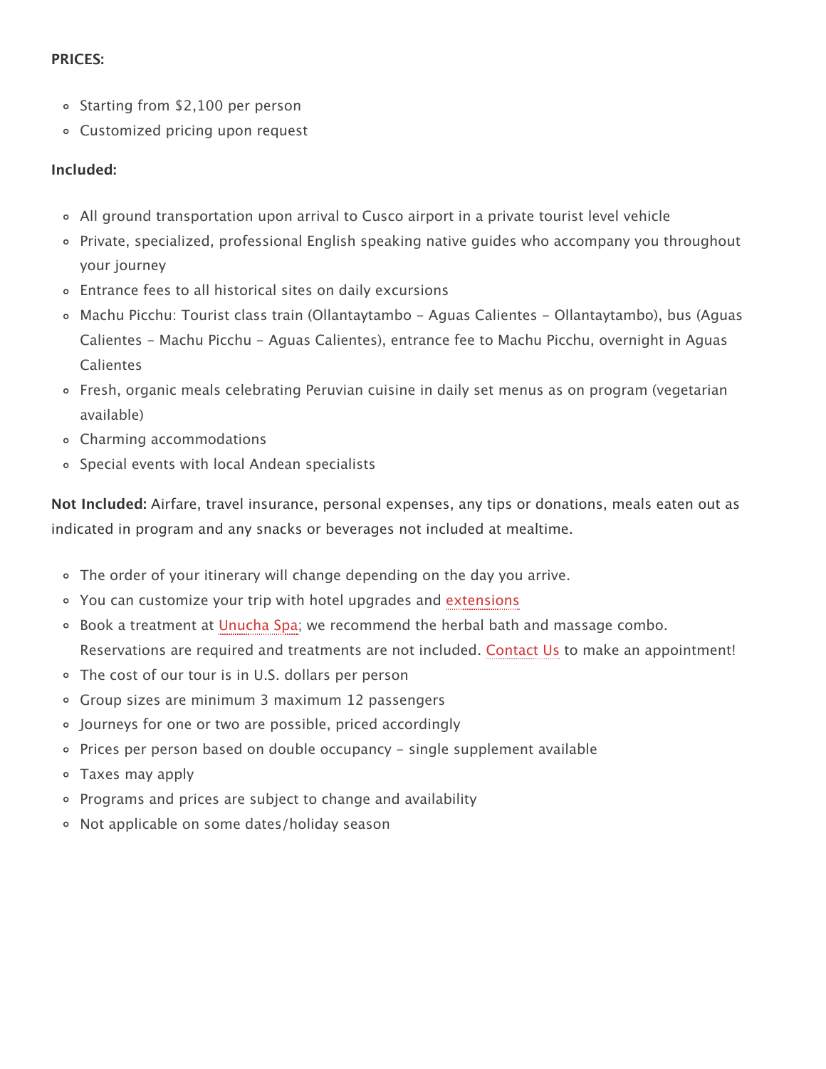**PRICES:**

- Starting from $2,100 per person
- Customized pricing upon request

**Included:**

- All ground transportation upon arrival to Cusco airport in a private tourist level vehicle
- Private, specialized, professional English speaking native guides who accompany you throughout your journey
- Entrance fees to all historical sites on daily excursions
- Machu Picchu: Tourist class train (Ollantaytambo – Aguas Calientes – Ollantaytambo), bus (Aguas Calientes – Machu Picchu – Aguas Calientes), entrance fee to Machu Picchu, overnight in Aguas Calientes
- Fresh, organic meals celebrating Peruvian cuisine in daily set menus as on program (vegetarian available)
- Charming accommodations
- Special events with local Andean specialists

**Not Included:** Airfare, travel insurance, personal expenses, any tips or donations, meals eaten out as indicated in program and any snacks or beverages not included at mealtime.

- The order of your itinerary will change depending on the day you arrive.
- You can customize your trip with hotel upgrades and extensions
- Book a treatment at Unucha Spa; we recommend the herbal bath and massage combo. Reservations are required and treatments are not included. Contact Us to make an appointment!
- The cost of our tour is in U.S. dollars per person
- Group sizes are minimum 3 maximum 12 passengers
- Journeys for one or two are possible, priced accordingly
- Prices per person based on double occupancy – single supplement available
- Taxes may apply
- Programs and prices are subject to change and availability
- Not applicable on some dates/holiday season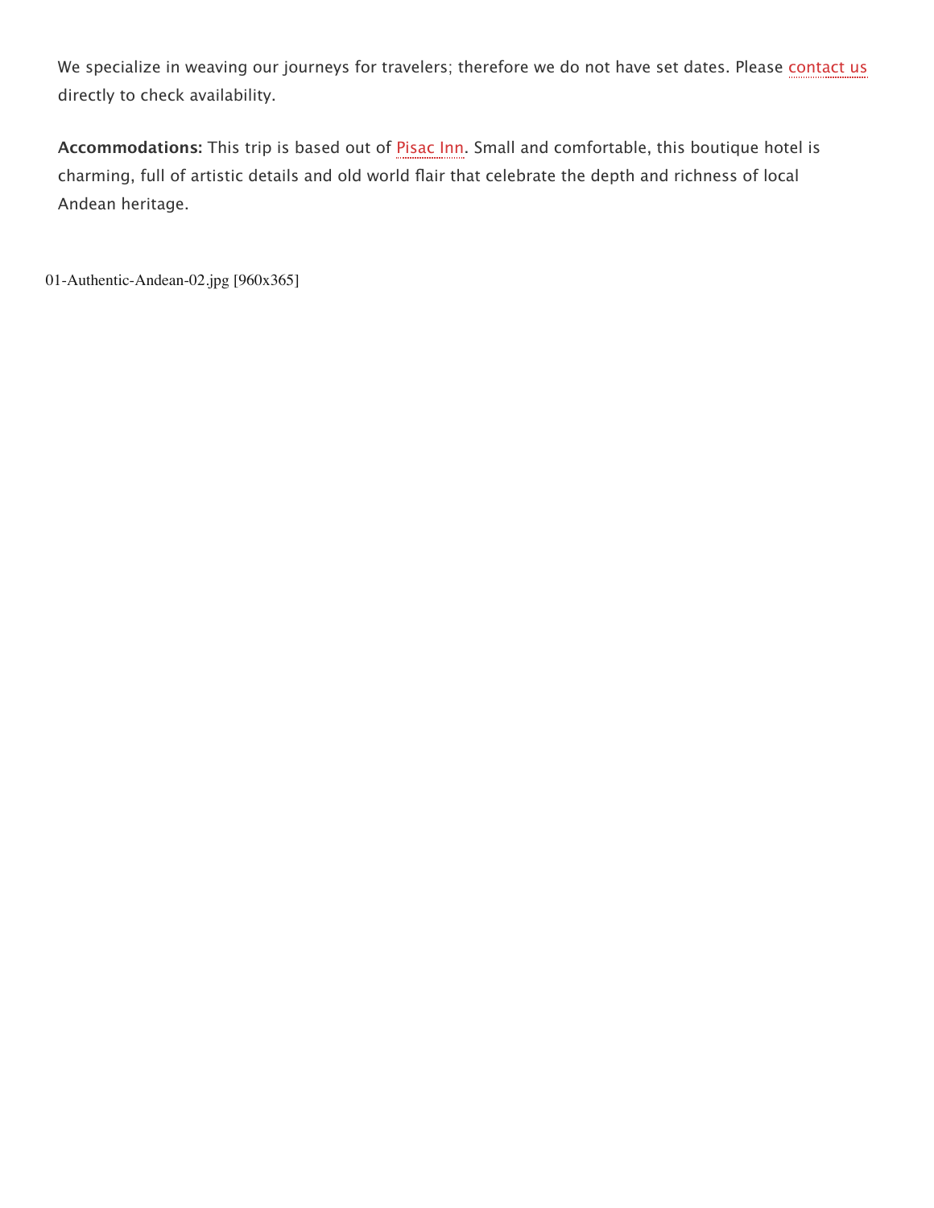We specialize in weaving our journeys for travelers; therefore we do not have set dates. Please contact us directly to check availability.

**Accommodations:** This trip is based out of Pisac Inn. Small and comfortable, this boutique hotel is charming, full of artistic details and old world flair that celebrate the depth and richness of local Andean heritage.

01-Authentic-Andean-02.jpg [960x365]